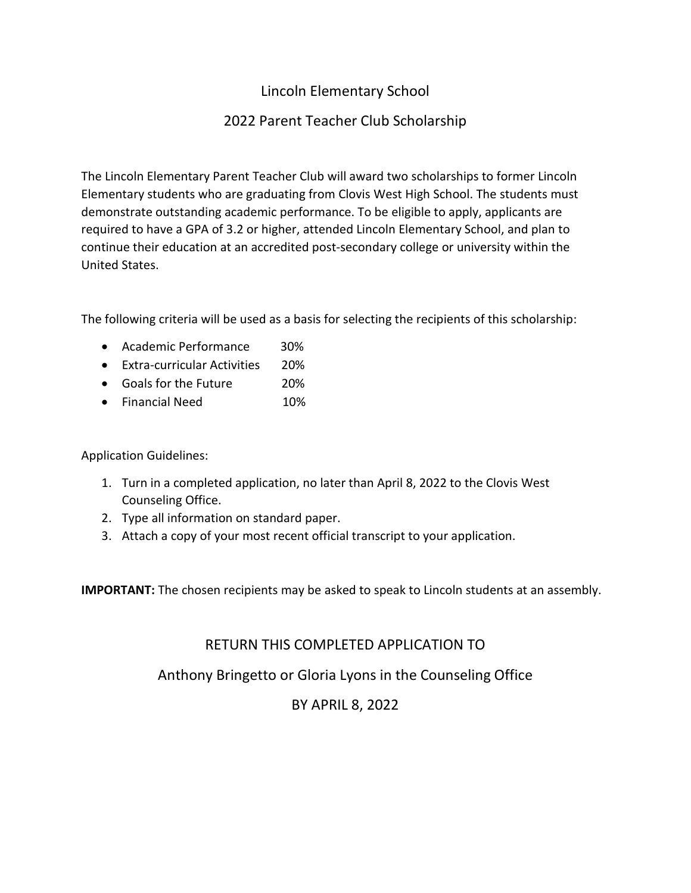# Lincoln Elementary School

## 2022 Parent Teacher Club Scholarship

The Lincoln Elementary Parent Teacher Club will award two scholarships to former Lincoln Elementary students who are graduating from Clovis West High School. The students must demonstrate outstanding academic performance. To be eligible to apply, applicants are required to have a GPA of 3.2 or higher, attended Lincoln Elementary School, and plan to continue their education at an accredited post-secondary college or university within the United States.

The following criteria will be used as a basis for selecting the recipients of this scholarship:

- Academic Performance 30%
- Extra-curricular Activities 20%
- Goals for the Future 20%
- Financial Need 10%

Application Guidelines:

1. Turn in a completed application, no later than April 8, 2022 to the Clovis West Counseling Office.
2. Type all information on standard paper.
3. Attach a copy of your most recent official transcript to your application.

**IMPORTANT:** The chosen recipients may be asked to speak to Lincoln students at an assembly.

RETURN THIS COMPLETED APPLICATION TO

Anthony Bringetto or Gloria Lyons in the Counseling Office

BY APRIL 8, 2022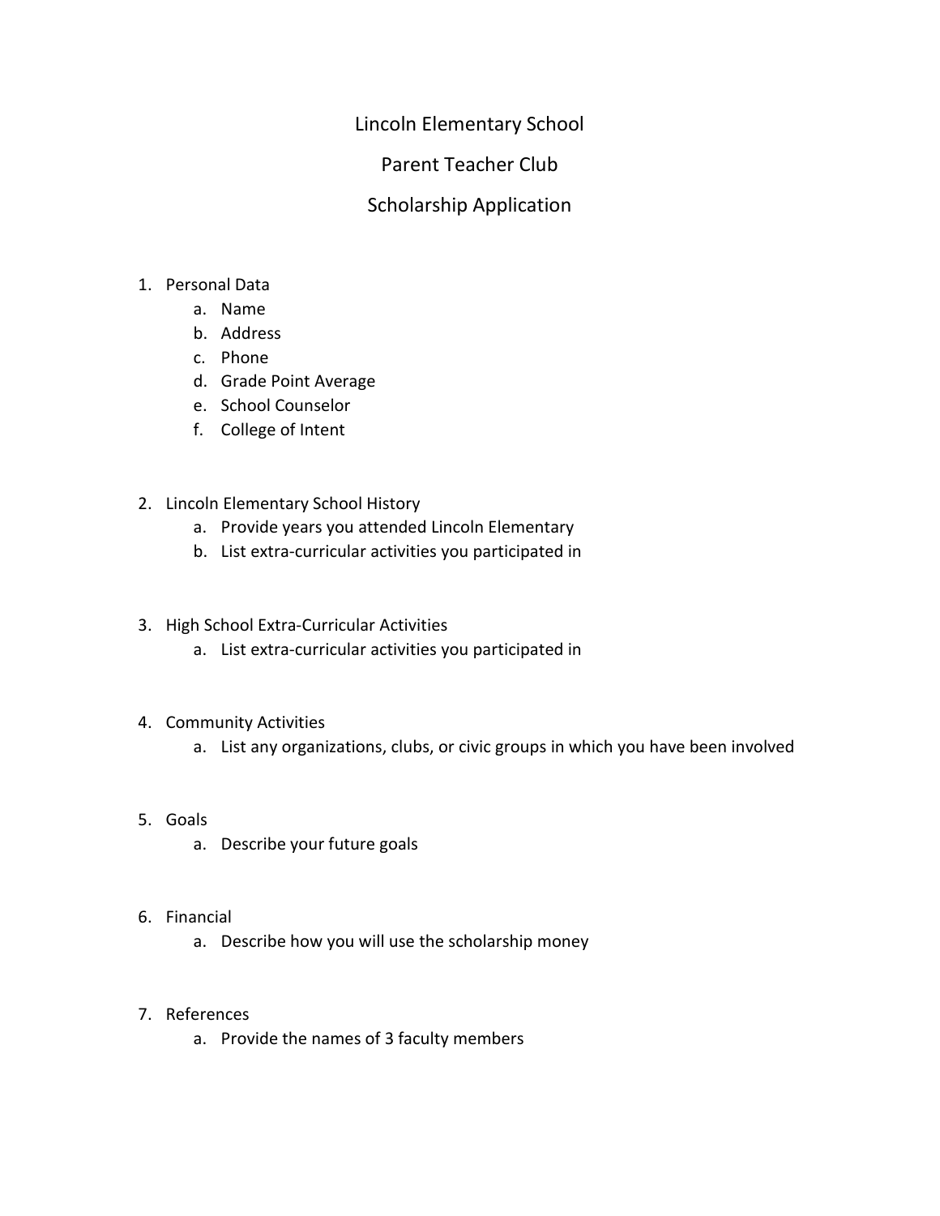# Lincoln Elementary School

## Parent Teacher Club

## Scholarship Application

1. Personal Data
    a. Name
    b. Address
    c. Phone
    d. Grade Point Average
    e. School Counselor
    f. College of Intent

2. Lincoln Elementary School History
    a. Provide years you attended Lincoln Elementary
    b. List extra-curricular activities you participated in

3. High School Extra-Curricular Activities
    a. List extra-curricular activities you participated in

4. Community Activities
    a. List any organizations, clubs, or civic groups in which you have been involved

5. Goals
    a. Describe your future goals

6. Financial
    a. Describe how you will use the scholarship money

7. References
    a. Provide the names of 3 faculty members